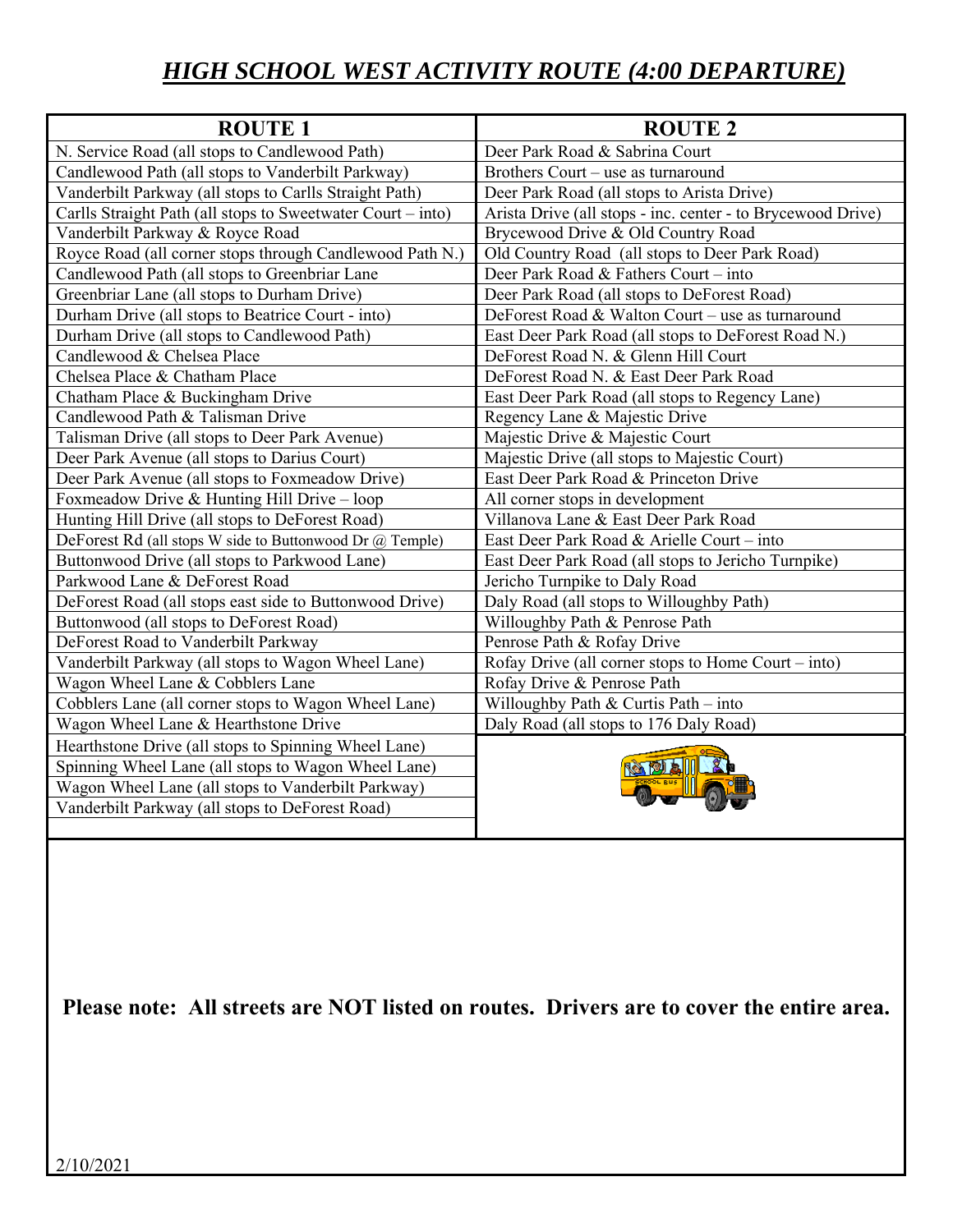# *HIGH SCHOOL WEST ACTIVITY ROUTE (4:00 DEPARTURE)*

| ROUTE 1 | ROUTE 2 |
|---|---|
| N. Service Road (all stops to Candlewood Path) | Deer Park Road & Sabrina Court |
| Candlewood Path (all stops to Vanderbilt Parkway) | Brothers Court – use as turnaround |
| Vanderbilt Parkway (all stops to Carlls Straight Path) | Deer Park Road (all stops to Arista Drive) |
| Carlls Straight Path (all stops to Sweetwater Court – into) | Arista Drive (all stops - inc. center - to Brycewood Drive) |
| Vanderbilt Parkway & Royce Road | Brycewood Drive & Old Country Road |
| Royce Road (all corner stops through Candlewood Path N.) | Old Country Road (all stops to Deer Park Road) |
| Candlewood Path (all stops to Greenbriar Lane | Deer Park Road & Fathers Court – into |
| Greenbriar Lane (all stops to Durham Drive) | Deer Park Road (all stops to DeForest Road) |
| Durham Drive (all stops to Beatrice Court - into) | DeForest Road & Walton Court – use as turnaround |
| Durham Drive (all stops to Candlewood Path) | East Deer Park Road (all stops to DeForest Road N.) |
| Candlewood & Chelsea Place | DeForest Road N. & Glenn Hill Court |
| Chelsea Place & Chatham Place | DeForest Road N. & East Deer Park Road |
| Chatham Place & Buckingham Drive | East Deer Park Road (all stops to Regency Lane) |
| Candlewood Path & Talisman Drive | Regency Lane & Majestic Drive |
| Talisman Drive (all stops to Deer Park Avenue) | Majestic Drive & Majestic Court |
| Deer Park Avenue (all stops to Darius Court) | Majestic Drive (all stops to Majestic Court) |
| Deer Park Avenue (all stops to Foxmeadow Drive) | East Deer Park Road & Princeton Drive |
| Foxmeadow Drive & Hunting Hill Drive – loop | All corner stops in development |
| Hunting Hill Drive (all stops to DeForest Road) | Villanova Lane & East Deer Park Road |
| DeForest Rd (all stops W side to Buttonwood Dr @ Temple) | East Deer Park Road & Arielle Court – into |
| Buttonwood Drive (all stops to Parkwood Lane) | East Deer Park Road (all stops to Jericho Turnpike) |
| Parkwood Lane & DeForest Road | Jericho Turnpike to Daly Road |
| DeForest Road (all stops east side to Buttonwood Drive) | Daly Road (all stops to Willoughby Path) |
| Buttonwood (all stops to DeForest Road) | Willoughby Path & Penrose Path |
| DeForest Road to Vanderbilt Parkway | Penrose Path & Rofay Drive |
| Vanderbilt Parkway (all stops to Wagon Wheel Lane) | Rofay Drive (all corner stops to Home Court – into) |
| Wagon Wheel Lane & Cobblers Lane | Rofay Drive & Penrose Path |
| Cobblers Lane (all corner stops to Wagon Wheel Lane) | Willoughby Path & Curtis Path – into |
| Wagon Wheel Lane & Hearthstone Drive | Daly Road (all stops to 176 Daly Road) |
| Hearthstone Drive (all stops to Spinning Wheel Lane) | |
| Spinning Wheel Lane (all stops to Wagon Wheel Lane) | |
| Wagon Wheel Lane (all stops to Vanderbilt Parkway) | |
| Vanderbilt Parkway (all stops to DeForest Road) | |

**Please note: All streets are NOT listed on routes. Drivers are to cover the entire area.**

2/10/2021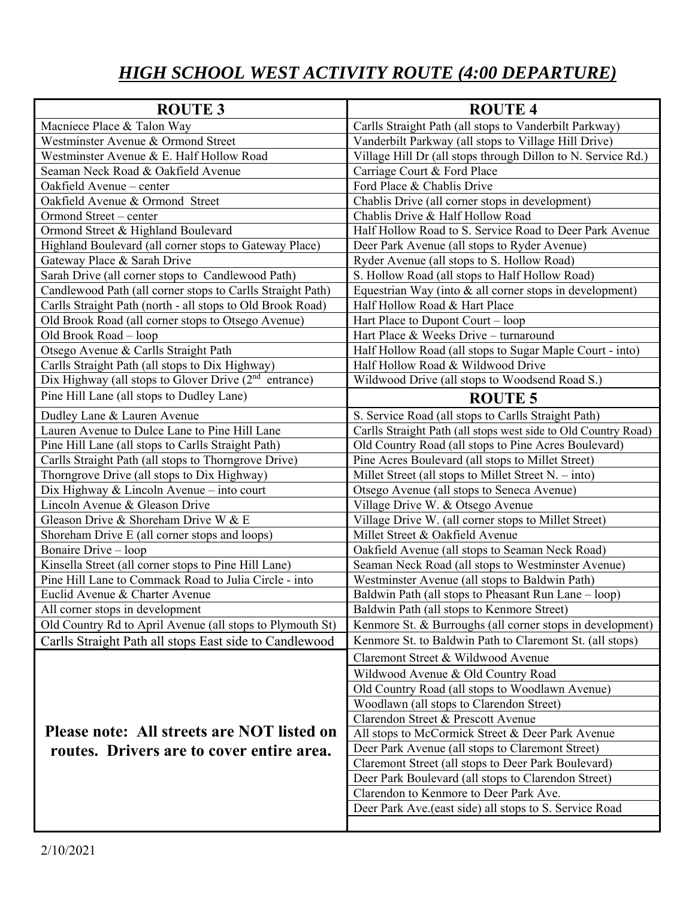## *HIGH SCHOOL WEST ACTIVITY ROUTE (4:00 DEPARTURE)*

| ROUTE 3 | ROUTE 4 |
|---|---|
| Macniece Place & Talon Way | Carlls Straight Path (all stops to Vanderbilt Parkway) |
| Westminster Avenue & Ormond Street | Vanderbilt Parkway (all stops to Village Hill Drive) |
| Westminster Avenue & E. Half Hollow Road | Village Hill Dr (all stops through Dillon to N. Service Rd.) |
| Seaman Neck Road & Oakfield Avenue | Carriage Court & Ford Place |
| Oakfield Avenue – center | Ford Place & Chablis Drive |
| Oakfield Avenue & Ormond Street | Chablis Drive (all corner stops in development) |
| Ormond Street – center | Chablis Drive & Half Hollow Road |
| Ormond Street & Highland Boulevard | Half Hollow Road to S. Service Road to Deer Park Avenue |
| Highland Boulevard (all corner stops to Gateway Place) | Deer Park Avenue (all stops to Ryder Avenue) |
| Gateway Place & Sarah Drive | Ryder Avenue (all stops to S. Hollow Road) |
| Sarah Drive (all corner stops to Candlewood Path) | S. Hollow Road (all stops to Half Hollow Road) |
| Candlewood Path (all corner stops to Carlls Straight Path) | Equestrian Way (into & all corner stops in development) |
| Carlls Straight Path (north - all stops to Old Brook Road) | Half Hollow Road & Hart Place |
| Old Brook Road (all corner stops to Otsego Avenue) | Hart Place to Dupont Court – loop |
| Old Brook Road – loop | Hart Place & Weeks Drive – turnaround |
| Otsego Avenue & Carlls Straight Path | Half Hollow Road (all stops to Sugar Maple Court - into) |
| Carlls Straight Path (all stops to Dix Highway) | Half Hollow Road & Wildwood Drive |
| Dix Highway (all stops to Glover Drive (2nd entrance) | Wildwood Drive (all stops to Woodsend Road S.) |
| Pine Hill Lane (all stops to Dudley Lane) | **ROUTE 5** |
| Dudley Lane & Lauren Avenue | S. Service Road (all stops to Carlls Straight Path) |
| Lauren Avenue to Dulce Lane to Pine Hill Lane | Carlls Straight Path (all stops west side to Old Country Road) |
| Pine Hill Lane (all stops to Carlls Straight Path) | Old Country Road (all stops to Pine Acres Boulevard) |
| Carlls Straight Path (all stops to Thorngrove Drive) | Pine Acres Boulevard (all stops to Millet Street) |
| Thorngrove Drive (all stops to Dix Highway) | Millet Street (all stops to Millet Street N. – into) |
| Dix Highway & Lincoln Avenue – into court | Otsego Avenue (all stops to Seneca Avenue) |
| Lincoln Avenue & Gleason Drive | Village Drive W. & Otsego Avenue |
| Gleason Drive & Shoreham Drive W & E | Village Drive W. (all corner stops to Millet Street) |
| Shoreham Drive E (all corner stops and loops) | Millet Street & Oakfield Avenue |
| Bonaire Drive – loop | Oakfield Avenue (all stops to Seaman Neck Road) |
| Kinsella Street (all corner stops to Pine Hill Lane) | Seaman Neck Road (all stops to Westminster Avenue) |
| Pine Hill Lane to Commack Road to Julia Circle - into | Westminster Avenue (all stops to Baldwin Path) |
| Euclid Avenue & Charter Avenue | Baldwin Path (all stops to Pheasant Run Lane – loop) |
| All corner stops in development | Baldwin Path (all stops to Kenmore Street) |
| Old Country Rd to April Avenue (all stops to Plymouth St) | Kenmore St. & Burroughs (all corner stops in development) |
| Carlls Straight Path all stops East side to Candlewood | Kenmore St. to Baldwin Path to Claremont St. (all stops) |
| | Claremont Street & Wildwood Avenue |
| | Wildwood Avenue & Old Country Road |
| | Old Country Road (all stops to Woodlawn Avenue) |
| | Woodlawn (all stops to Clarendon Street) |
| | Clarendon Street & Prescott Avenue |
| **Please note: All streets are NOT listed on routes. Drivers are to cover entire area.** | All stops to McCormick Street & Deer Park Avenue |
| | Deer Park Avenue (all stops to Claremont Street) |
| | Claremont Street (all stops to Deer Park Boulevard) |
| | Deer Park Boulevard (all stops to Clarendon Street) |
| | Clarendon to Kenmore to Deer Park Ave. |
| | Deer Park Ave.(east side) all stops to S. Service Road |

2/10/2021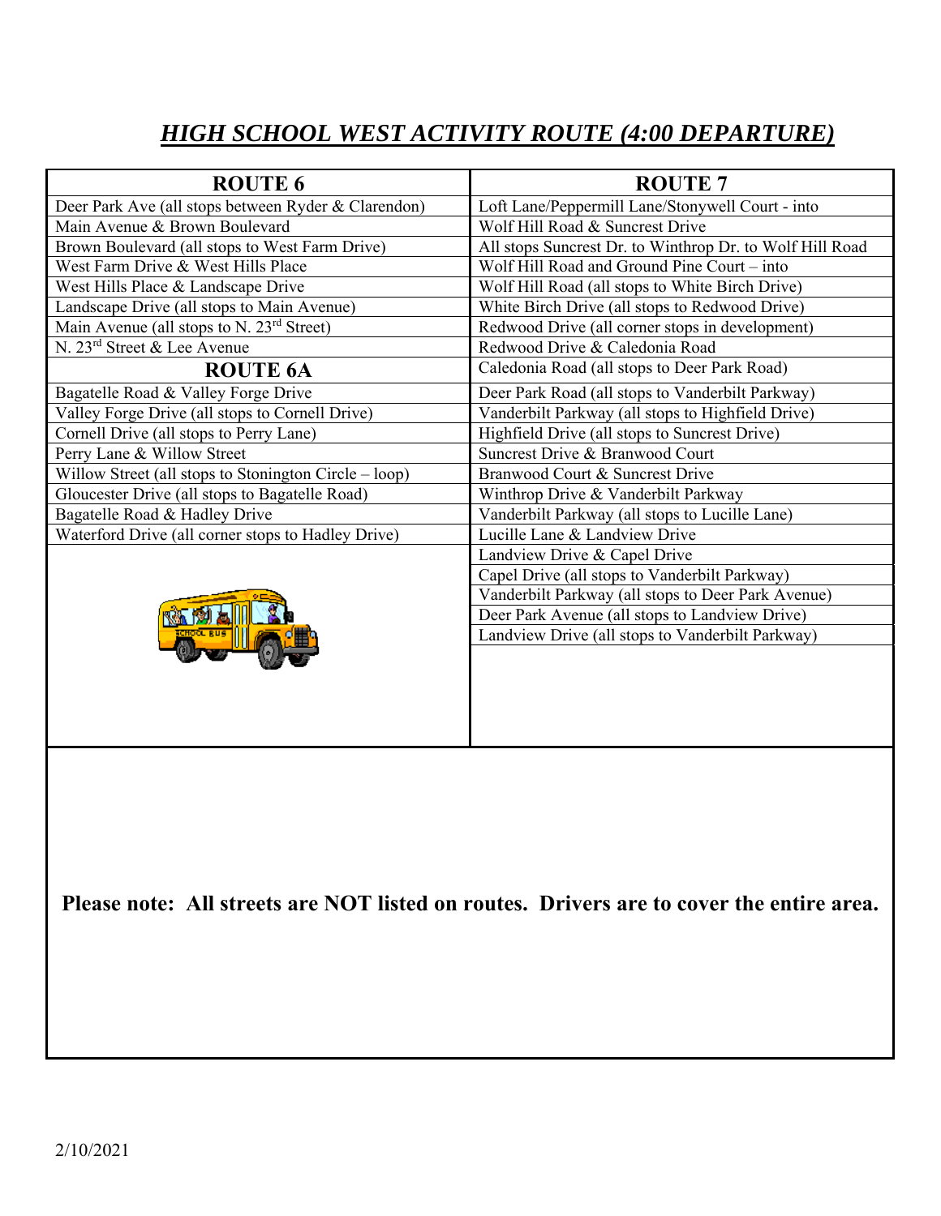## ***HIGH SCHOOL WEST ACTIVITY ROUTE (4:00 DEPARTURE)***

| **ROUTE 6** | **ROUTE 7** |
|---|---|
| Deer Park Ave (all stops between Ryder & Clarendon) | Loft Lane/Peppermill Lane/Stonywell Court - into |
| Main Avenue & Brown Boulevard | Wolf Hill Road & Suncrest Drive |
| Brown Boulevard (all stops to West Farm Drive) | All stops Suncrest Dr. to Winthrop Dr. to Wolf Hill Road |
| West Farm Drive & West Hills Place | Wolf Hill Road and Ground Pine Court – into |
| West Hills Place & Landscape Drive | Wolf Hill Road (all stops to White Birch Drive) |
| Landscape Drive (all stops to Main Avenue) | White Birch Drive (all stops to Redwood Drive) |
| Main Avenue (all stops to N. 23rd Street) | Redwood Drive (all corner stops in development) |
| N. 23rd Street & Lee Avenue | Redwood Drive & Caledonia Road |
| **ROUTE 6A** | Caledonia Road (all stops to Deer Park Road) |
| Bagatelle Road & Valley Forge Drive | Deer Park Road (all stops to Vanderbilt Parkway) |
| Valley Forge Drive (all stops to Cornell Drive) | Vanderbilt Parkway (all stops to Highfield Drive) |
| Cornell Drive (all stops to Perry Lane) | Highfield Drive (all stops to Suncrest Drive) |
| Perry Lane & Willow Street | Suncrest Drive & Branwood Court |
| Willow Street (all stops to Stonington Circle – loop) | Branwood Court & Suncrest Drive |
| Gloucester Drive (all stops to Bagatelle Road) | Winthrop Drive & Vanderbilt Parkway |
| Bagatelle Road & Hadley Drive | Vanderbilt Parkway (all stops to Lucille Lane) |
| Waterford Drive (all corner stops to Hadley Drive) | Lucille Lane & Landview Drive |
| | Landview Drive & Capel Drive |
| | Capel Drive (all stops to Vanderbilt Parkway) |
| | Vanderbilt Parkway (all stops to Deer Park Avenue) |
| | Deer Park Avenue (all stops to Landview Drive) |
| | Landview Drive (all stops to Vanderbilt Parkway) |

**Please note: All streets are NOT listed on routes. Drivers are to cover the entire area.**

2/10/2021